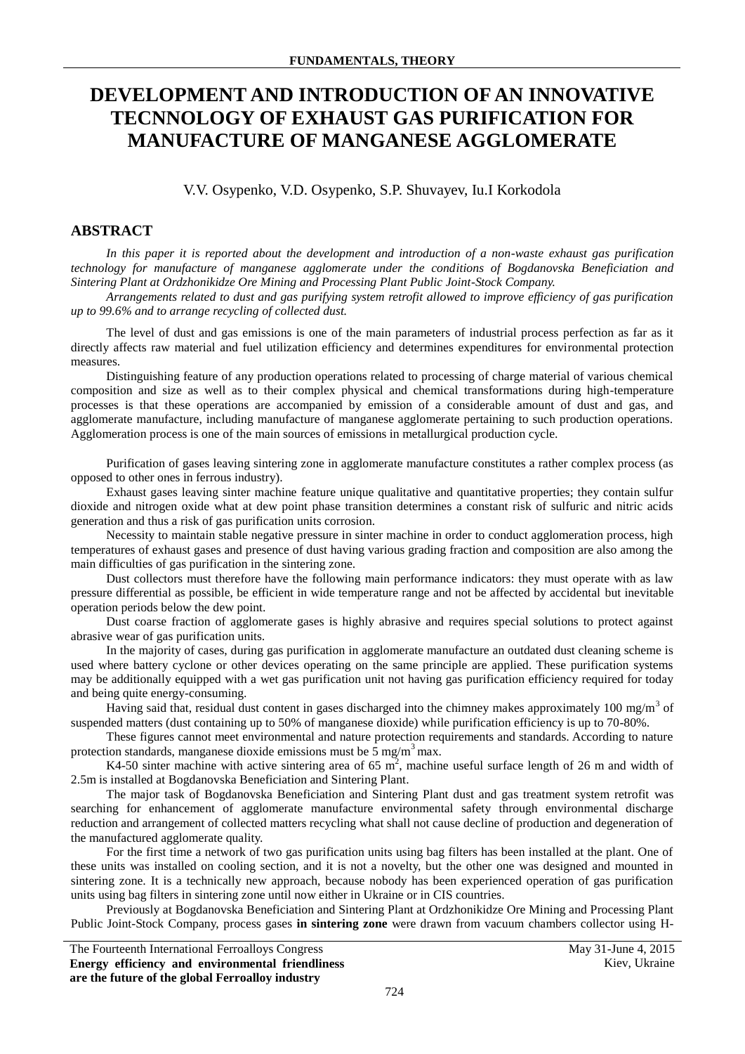# DEVELOPMENT AND INTRODUCTION OF AN INNOVATIVE TECNNOLOGY OF EXHAUST GAS PURIFICATION FOR MANUFACTURE OF MANGANESE AGGLOMERATE

V.V. Osypenko, V.D. Osypenko, S.P. Shuvayev, Iu.I Korkodola

## ABSTRACT

*In this paper it is reported about the development and introduction of a non-waste exhaust gas purification technology for manufacture of manganese agglomerate under the conditions of Bogdanovska Beneficiation and Sintering Plant at Ordzhonikidze Ore Mining and Processing Plant Public Joint-Stock Company.*

*Arrangements related to dust and gas purifying system retrofit allowed to improve efficiency of gas purification up to 99.6% and to arrange recycling of collected dust.*

The level of dust and gas emissions is one of the main parameters of industrial process perfection as far as it directly affects raw material and fuel utilization efficiency and determines expenditures for environmental protection measures.

Distinguishing feature of any production operations related to processing of charge material of various chemical composition and size as well as to their complex physical and chemical transformations during high-temperature processes is that these operations are accompanied by emission of a considerable amount of dust and gas, and agglomerate manufacture, including manufacture of manganese agglomerate pertaining to such production operations. Agglomeration process is one of the main sources of emissions in metallurgical production cycle.

Purification of gases leaving sintering zone in agglomerate manufacture constitutes a rather complex process (as opposed to other ones in ferrous industry).

Exhaust gases leaving sinter machine feature unique qualitative and quantitative properties; they contain sulfur dioxide and nitrogen oxide what at dew point phase transition determines a constant risk of sulfuric and nitric acids generation and thus a risk of gas purification units corrosion.

Necessity to maintain stable negative pressure in sinter machine in order to conduct agglomeration process, high temperatures of exhaust gases and presence of dust having various grading fraction and composition are also among the main difficulties of gas purification in the sintering zone.

Dust collectors must therefore have the following main performance indicators: they must operate with as law pressure differential as possible, be efficient in wide temperature range and not be affected by accidental but inevitable operation periods below the dew point.

Dust coarse fraction of agglomerate gases is highly abrasive and requires special solutions to protect against abrasive wear of gas purification units.

In the majority of cases, during gas purification in agglomerate manufacture an outdated dust cleaning scheme is used where battery cyclone or other devices operating on the same principle are applied. These purification systems may be additionally equipped with a wet gas purification unit not having gas purification efficiency required for today and being quite energy-consuming.

Having said that, residual dust content in gases discharged into the chimney makes approximately 100 mg/m$^3$ of suspended matters (dust containing up to 50% of manganese dioxide) while purification efficiency is up to 70-80%.

These figures cannot meet environmental and nature protection requirements and standards. According to nature protection standards, manganese dioxide emissions must be 5 mg/m$^3$ max.

K4-50 sinter machine with active sintering area of 65 m$^2$, machine useful surface length of 26 m and width of 2.5m is installed at Bogdanovska Beneficiation and Sintering Plant.

The major task of Bogdanovska Beneficiation and Sintering Plant dust and gas treatment system retrofit was searching for enhancement of agglomerate manufacture environmental safety through environmental discharge reduction and arrangement of collected matters recycling what shall not cause decline of production and degeneration of the manufactured agglomerate quality.

For the first time a network of two gas purification units using bag filters has been installed at the plant. One of these units was installed on cooling section, and it is not a novelty, but the other one was designed and mounted in sintering zone. It is a technically new approach, because nobody has been experienced operation of gas purification units using bag filters in sintering zone until now either in Ukraine or in CIS countries.

Previously at Bogdanovska Beneficiation and Sintering Plant at Ordzhonikidze Ore Mining and Processing Plant Public Joint-Stock Company, process gases **in sintering zone** were drawn from vacuum chambers collector using H-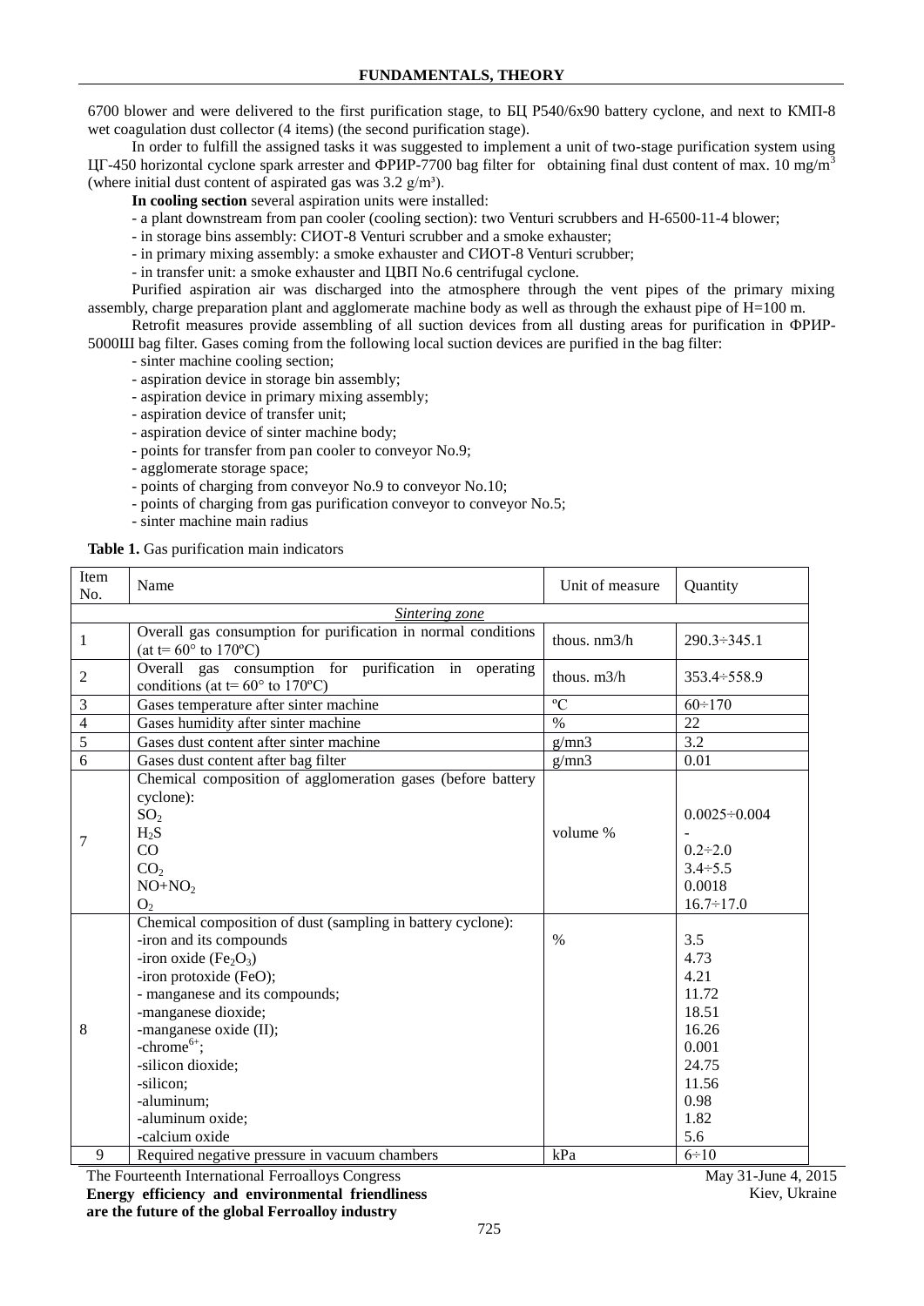6700 blower and were delivered to the first purification stage, to БЦ Р540/6х90 battery cyclone, and next to КМП-8 wet coagulation dust collector (4 items) (the second purification stage).

In order to fulfill the assigned tasks it was suggested to implement a unit of two-stage purification system using ЦГ-450 horizontal cyclone spark arrester and ФРИР-7700 bag filter for obtaining final dust content of max. 10 mg/m$^3$ (where initial dust content of aspirated gas was 3.2 g/m³).

**In cooling section** several aspiration units were installed:

- a plant downstream from pan cooler (cooling section): two Venturi scrubbers and Н-6500-11-4 blower;
- in storage bins assembly: СИОТ-8 Venturi scrubber and a smoke exhauster;
- in primary mixing assembly: a smoke exhauster and СИОТ-8 Venturi scrubber;
- in transfer unit: a smoke exhauster and ЦВП No.6 centrifugal cyclone.

Purified aspiration air was discharged into the atmosphere through the vent pipes of the primary mixing assembly, charge preparation plant and agglomerate machine body as well as through the exhaust pipe of H=100 m.

Retrofit measures provide assembling of all suction devices from all dusting areas for purification in ФРИР-5000Ш bag filter. Gases coming from the following local suction devices are purified in the bag filter:

- sinter machine cooling section;
- aspiration device in storage bin assembly;
- aspiration device in primary mixing assembly;
- aspiration device of transfer unit;
- aspiration device of sinter machine body;
- points for transfer from pan cooler to conveyor No.9;
- agglomerate storage space;
- points of charging from conveyor No.9 to conveyor No.10;
- points of charging from gas purification conveyor to conveyor No.5;
- sinter machine main radius

**Table 1.** Gas purification main indicators

| Item No. | Name | Unit of measure | Quantity |
|---|---|---|---|
| | *Sintering zone* | | |
| 1 | Overall gas consumption for purification in normal conditions (at t= 60° to 170ºC) | thous. nm3/h | 290.3÷345.1 |
| 2 | Overall gas consumption for purification in operating conditions (at t= 60° to 170ºC) | thous. m3/h | 353.4÷558.9 |
| 3 | Gases temperature after sinter machine | ºC | 60÷170 |
| 4 | Gases humidity after sinter machine | % | 22 |
| 5 | Gases dust content after sinter machine | g/mn3 | 3.2 |
| 6 | Gases dust content after bag filter | g/mn3 | 0.01 |
| 7 | Chemical composition of agglomeration gases (before battery cyclone):<br>$SO_2$<br>$H_2S$<br>CO<br>$CO_2$<br>$NO+NO_2$<br>$O_2$ | volume % | <br>0.0025÷0.004<br>-<br>0.2÷2.0<br>3.4÷5.5<br>0.0018<br>16.7÷17.0 |
| 8 | Chemical composition of dust (sampling in battery cyclone):<br>-iron and its compounds<br>-iron oxide ($Fe_2O_3$)<br>-iron protoxide (FeO);<br>- manganese and its compounds;<br>-manganese dioxide;<br>-manganese oxide (II);<br>-chrome$^{6+}$;<br>-silicon dioxide;<br>-silicon;<br>-aluminum;<br>-aluminum oxide;<br>-calcium oxide | % | <br>3.5<br>4.73<br>4.21<br>11.72<br>18.51<br>16.26<br>0.001<br>24.75<br>11.56<br>0.98<br>1.82<br>5.6 |
| 9 | Required negative pressure in vacuum chambers | kPa | 6÷10 |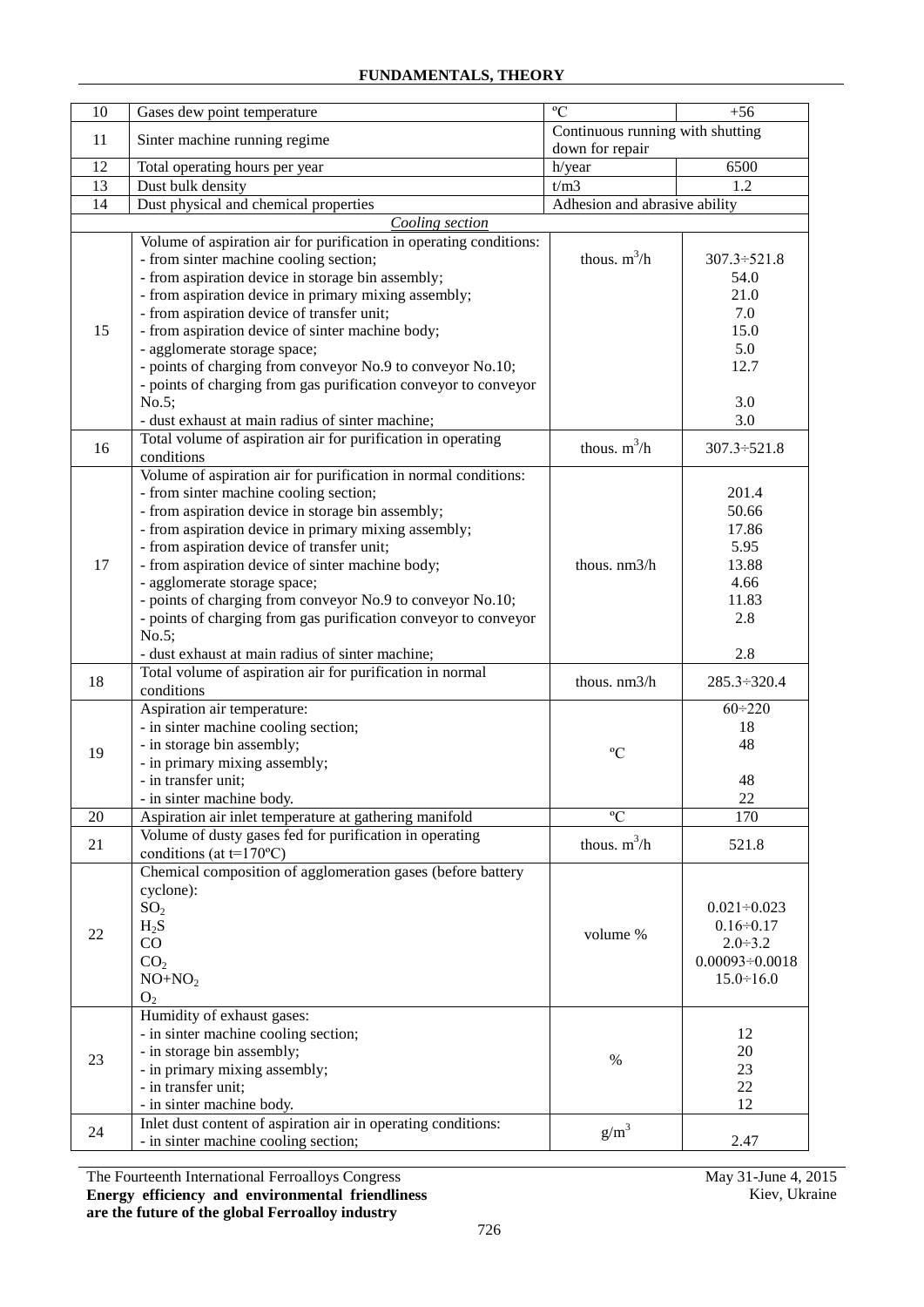| 10 | Gases dew point temperature | ºC | +56 |
|---|---|---|---|
| 11 | Sinter machine running regime | Continuous running with shutting down for repair | |
| 12 | Total operating hours per year | h/year | 6500 |
| 13 | Dust bulk density | t/m3 | 1.2 |
| 14 | Dust physical and chemical properties | Adhesion and abrasive ability | |
| | *Cooling section* | | |
| 15 | Volume of aspiration air for purification in operating conditions:<br>- from sinter machine cooling section;<br>- from aspiration device in storage bin assembly;<br>- from aspiration device in primary mixing assembly;<br>- from aspiration device of transfer unit;<br>- from aspiration device of sinter machine body;<br>- agglomerate storage space;<br>- points of charging from conveyor No.9 to conveyor No.10;<br>- points of charging from gas purification conveyor to conveyor No.5;<br>- dust exhaust at main radius of sinter machine; | thous. $m^3$/h | 307.3÷521.8<br>54.0<br>21.0<br>7.0<br>15.0<br>5.0<br>12.7<br><br>3.0<br>3.0 |
| 16 | Total volume of aspiration air for purification in operating conditions | thous. $m^3$/h | 307.3÷521.8 |
| 17 | Volume of aspiration air for purification in normal conditions:<br>- from sinter machine cooling section;<br>- from aspiration device in storage bin assembly;<br>- from aspiration device in primary mixing assembly;<br>- from aspiration device of transfer unit;<br>- from aspiration device of sinter machine body;<br>- agglomerate storage space;<br>- points of charging from conveyor No.9 to conveyor No.10;<br>- points of charging from gas purification conveyor to conveyor No.5;<br>- dust exhaust at main radius of sinter machine; | thous. nm3/h | 201.4<br>50.66<br>17.86<br>5.95<br>13.88<br>4.66<br>11.83<br>2.8<br><br>2.8 |
| 18 | Total volume of aspiration air for purification in normal conditions | thous. nm3/h | 285.3÷320.4 |
| 19 | Aspiration air temperature:<br>- in sinter machine cooling section;<br>- in storage bin assembly;<br>- in primary mixing assembly;<br>- in transfer unit;<br>- in sinter machine body. | ºC | 60÷220<br>18<br>48<br><br>48<br>22 |
| 20 | Aspiration air inlet temperature at gathering manifold | ºC | 170 |
| 21 | Volume of dusty gases fed for purification in operating conditions (at t=170ºC) | thous. $m^3$/h | 521.8 |
| 22 | Chemical composition of agglomeration gases (before battery cyclone):<br>$SO_2$<br>$H_2S$<br>$CO$<br>$CO_2$<br>$NO+NO_2$<br>$O_2$ | volume % | 0.021÷0.023<br>0.16÷0.17<br>2.0÷3.2<br>0.00093÷0.0018<br>15.0÷16.0 |
| 23 | Humidity of exhaust gases:<br>- in sinter machine cooling section;<br>- in storage bin assembly;<br>- in primary mixing assembly;<br>- in transfer unit;<br>- in sinter machine body. | % | 12<br>20<br>23<br>22<br>12 |
| 24 | Inlet dust content of aspiration air in operating conditions:<br>- in sinter machine cooling section; | $g/m^3$ | 2.47 |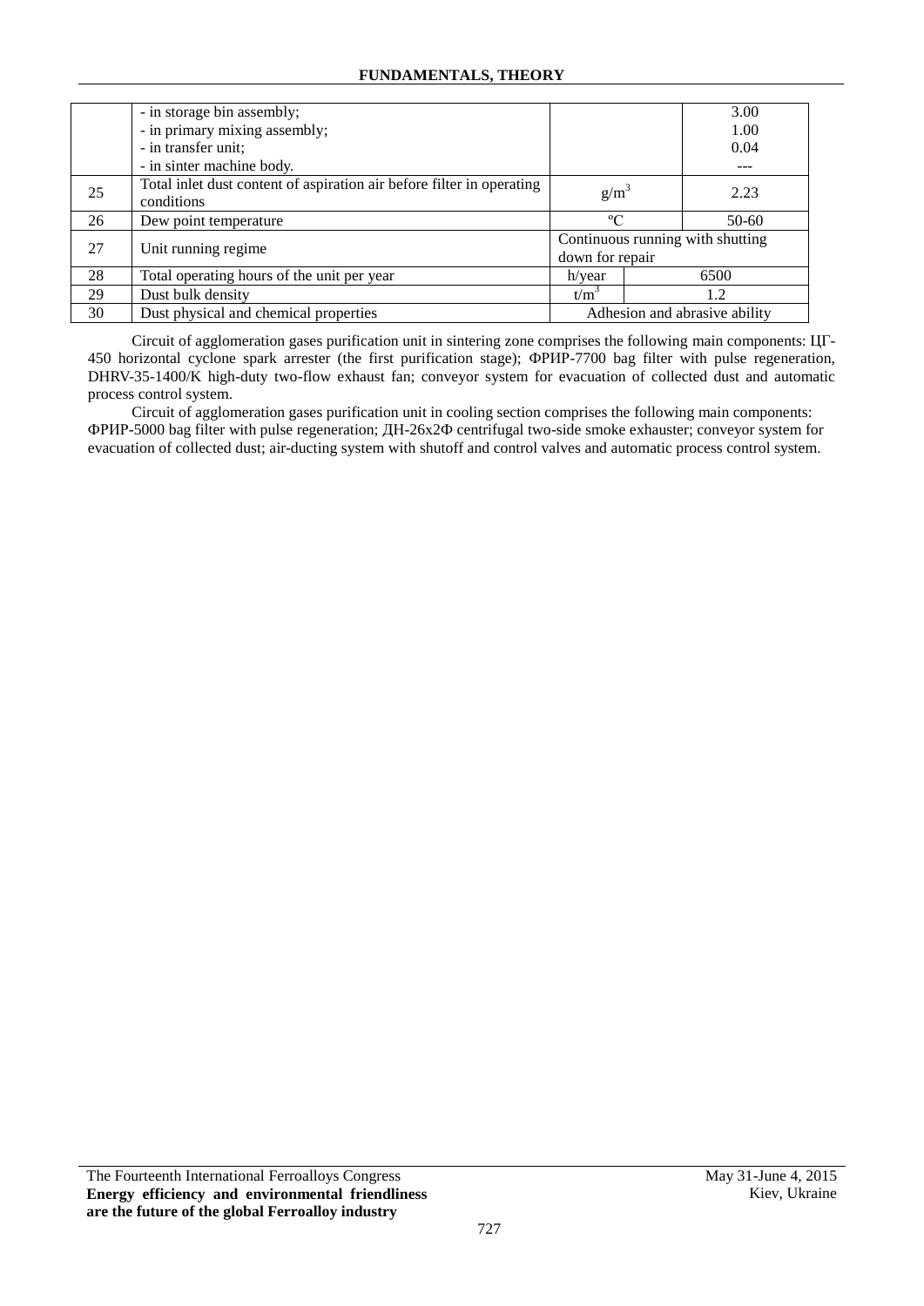| | | | | |
|---|---|---|---|---|
| | - in storage bin assembly;<br>- in primary mixing assembly;<br>- in transfer unit;<br>- in sinter machine body. | | | 3.00<br>1.00<br>0.04<br>--- |
| 25 | Total inlet dust content of aspiration air before filter in operating conditions | $g/m^3$ | | 2.23 |
| 26 | Dew point temperature | ºC | | 50-60 |
| 27 | Unit running regime | Continuous running with shutting down for repair | | |
| 28 | Total operating hours of the unit per year | h/year | 6500 | |
| 29 | Dust bulk density | $t/m^3$ | 1.2 | |
| 30 | Dust physical and chemical properties | Adhesion and abrasive ability | | |

Circuit of agglomeration gases purification unit in sintering zone comprises the following main components: ЦГ-450 horizontal cyclone spark arrester (the first purification stage); ФРИР-7700 bag filter with pulse regeneration, DHRV-35-1400/K high-duty two-flow exhaust fan; conveyor system for evacuation of collected dust and automatic process control system.

Circuit of agglomeration gases purification unit in cooling section comprises the following main components: ФРИР-5000 bag filter with pulse regeneration; ДН-26х2Ф centrifugal two-side smoke exhauster; conveyor system for evacuation of collected dust; air-ducting system with shutoff and control valves and automatic process control system.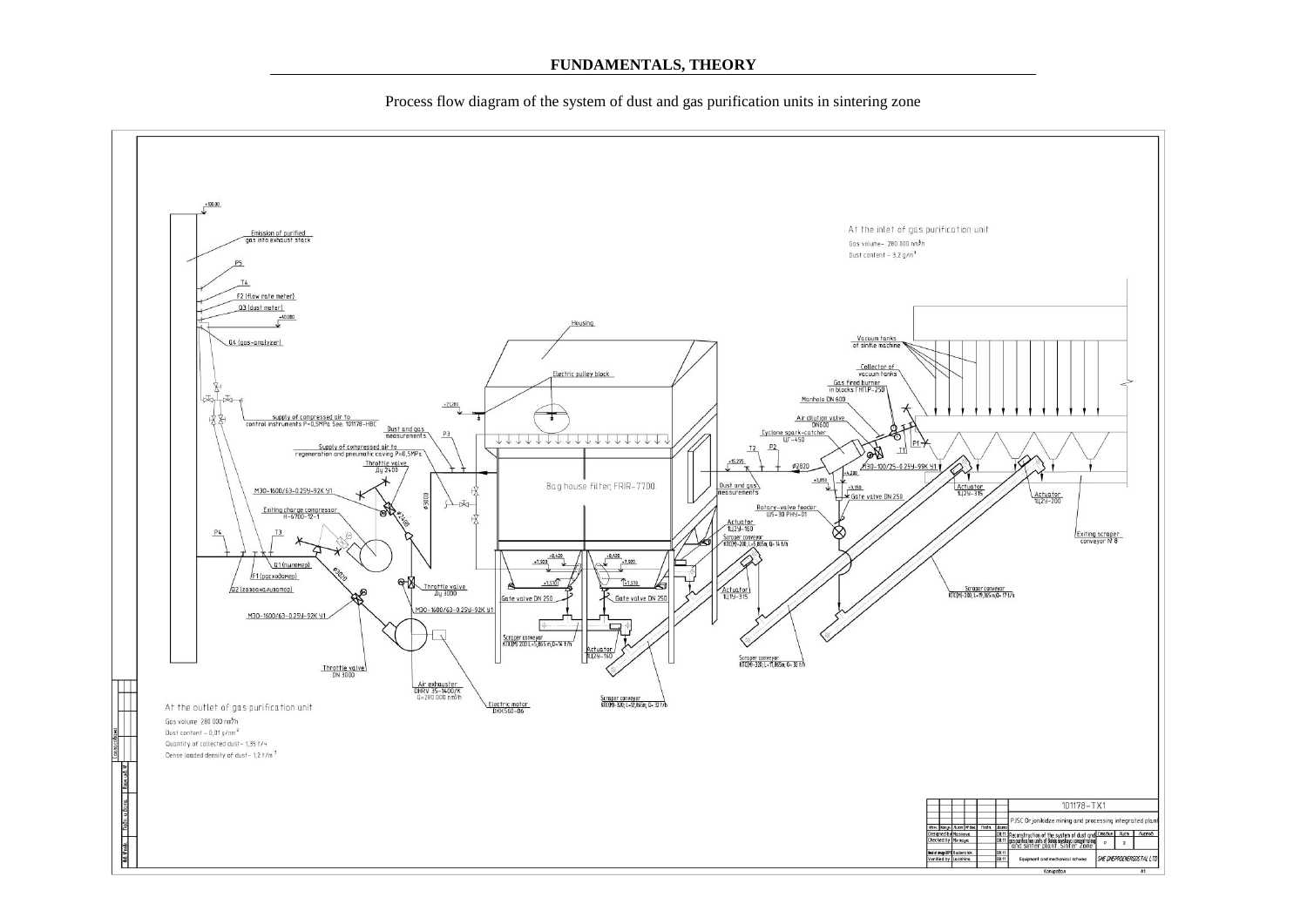Process flow diagram of the system of dust and gas purification units in sintering zone

At the inlet of gas purification unit

Gas volume – 280 000 nm³/h

Dust content – 3,2 g/m³

At the outlet of gas purification unit

Gas volume 280 000 nm³/h

Dust content – 0,01 g/nm³

Quantity of collected dust – 1,35 t/ч

Dense loaded density of dust – 1,2 t/m³

Emission of purified gas into exhaust stack

P5

T4

F2 (flow rate meter)

Q3 (dust meter)

Q4 (gas-analyzer)

supply of compressed air to control instruments P=0,5MPa. See 101178-HBC

Dust and gas measurements

P3

Supply of compressed air to regeneration and pneumatic casing P=0,5MPs

Throttle valve Ду 2400

МЭО-1600/63-0.25Ц-92К У1

Exiting charge compressor H-6700-12-1

P4

T3

Q1 (пылемер)

F1 (расходомер)

Q2 (газоанализатор)

Throttle valve Ду 3000

МЭО-1600/63-0.25Ц-92К У1

Throttle valve DN 3000

Air exhauster ДНРУ 35-1400/К G=280 000 nm³/h

Electric motor DRK560-06

Housing

Electric pulley block

Bag house filter FRIR-7700

Gate valve DN 250

Gate valve DN 250

Scraper conveyor КПОМ 200 L=5,865 m Q=14 t/h

Actuator ТЦЭ-160

Scraper conveyor КПОМ-100; L=12,860m; Q= 17 t/h

Vacuum tanks of sinter machine

Collector of vacuum tanks

Gas fired burner in blocks ГНПР-250

Manhole DN 600

Air dilution valve DN600

Cyclone spark-catcher ЦГ-450

T2

P2

P1

T1

МЭО-100/25-0.25Ц-99К У1

Dust and gas measurements

Gate valve DN 250

Rotary-valve feeder ШЗ-30 РНУ-01

Actuator ТЦЭ-160

Scraper conveyor КПОМ-200 L=5,865m; Q= 14 t/h

Actuator ТЦЭ-315

Actuator ТЦЭ-315

Actuator ТЦЭ-200

Exiting scraper conveyor № 8

Scraper conveyor КПОМ-200; L=19,365m; Q= 17 t/h

Scraper conveyor КПОМ-320; L=11,165m; Q= 32 t/h

| 101178-TX1 | | | |
|---|---|---|---|
| PJSC Ordjonikidze mining and processing integrated plant | | | |
| Designed by Moiseeva | Reconstruction of the system of dust and gas purification units of fluid workshop concentrating and sinter plant. Sinter zone | P | 2 |
| Checked by Moiseeva | | | |
| Head of design dpt Suvorchik | Equipment and mechanical scheme | SHE DNEPROENERGOSTAL LTD | |
| Verified by Lozanhina | | | |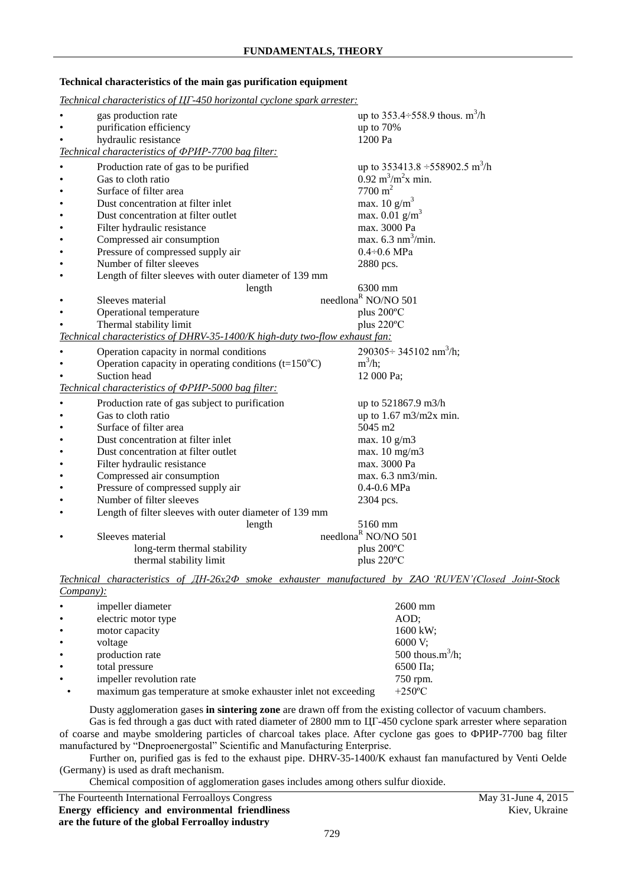**Technical characteristics of the main gas purification equipment**

*Technical characteristics of ЦГ-450 horizontal cyclone spark arrester:*

| | |
|---|---|
| gas production rate | up to 353.4÷558.9 thous. $m^3$/h |
| purification efficiency | up to 70% |
| hydraulic resistance | 1200 Pa |

*Technical characteristics of ФРИР-7700 bag filter:*

| | |
|---|---|
| Production rate of gas to be purified | up to 353413.8 ÷558902.5 $m^3$/h |
| Gas to cloth ratio | 0.92 $m^3/m^2$x min. |
| Surface of filter area | 7700 $m^2$ |
| Dust concentration at filter inlet | max. 10 g/$m^3$ |
| Dust concentration at filter outlet | max. 0.01 g/$m^3$ |
| Filter hydraulic resistance | max. 3000 Pa |
| Compressed air consumption | max. 6.3 n$m^3$/min. |
| Pressure of compressed supply air | 0.4÷0.6 MPa |
| Number of filter sleeves | 2880 pcs. |
| Length of filter sleeves with outer diameter of 139 mm length | 6300 mm |
| Sleeves material | needlona[R] NO/NO 501 |
| Operational temperature | plus 200ºC |
| Thermal stability limit | plus 220ºC |

*Technical characteristics of DHRV-35-1400/K high-duty two-flow exhaust fan:*

| | |
|---|---|
| Operation capacity in normal conditions | 290305÷ 345102 n$m^3$/h; |
| Operation capacity in operating conditions (t=150ºC) | $m^3$/h; |
| Suction head | 12 000 Pa; |

*Technical characteristics of ФРИР-5000 bag filter:*

| | |
|---|---|
| Production rate of gas subject to purification | up to 521867.9 m3/h |
| Gas to cloth ratio | up to 1.67 m3/m2x min. |
| Surface of filter area | 5045 m2 |
| Dust concentration at filter inlet | max. 10 g/m3 |
| Dust concentration at filter outlet | max. 10 mg/m3 |
| Filter hydraulic resistance | max. 3000 Pa |
| Compressed air consumption | max. 6.3 nm3/min. |
| Pressure of compressed supply air | 0.4-0.6 MPa |
| Number of filter sleeves | 2304 pcs. |
| Length of filter sleeves with outer diameter of 139 mm length | 5160 mm |
| Sleeves material | needlona[R] NO/NO 501 |
| long-term thermal stability | plus 200ºC |
| thermal stability limit | plus 220ºC |

*Technical characteristics of ДН-26х2Ф smoke exhauster manufactured by ZAO 'RUVEN'(Closed Joint-Stock Company):*

| | |
|---|---|
| impeller diameter | 2600 mm |
| electric motor type | AOD; |
| motor capacity | 1600 kW; |
| voltage | 6000 V; |
| production rate | 500 thous.$m^3$/h; |
| total pressure | 6500 Па; |
| impeller revolution rate | 750 rpm. |
| maximum gas temperature at smoke exhauster inlet not exceeding | +250ºC |

Dusty agglomeration gases **in sintering zone** are drawn off from the existing collector of vacuum chambers.

Gas is fed through a gas duct with rated diameter of 2800 mm to ЦГ-450 cyclone spark arrester where separation of coarse and maybe smoldering particles of charcoal takes place. After cyclone gas goes to ФРИР-7700 bag filter manufactured by "Dneproenergostal" Scientific and Manufacturing Enterprise.

Further on, purified gas is fed to the exhaust pipe. DHRV-35-1400/K exhaust fan manufactured by Venti Oelde (Germany) is used as draft mechanism.

Chemical composition of agglomeration gases includes among others sulfur dioxide.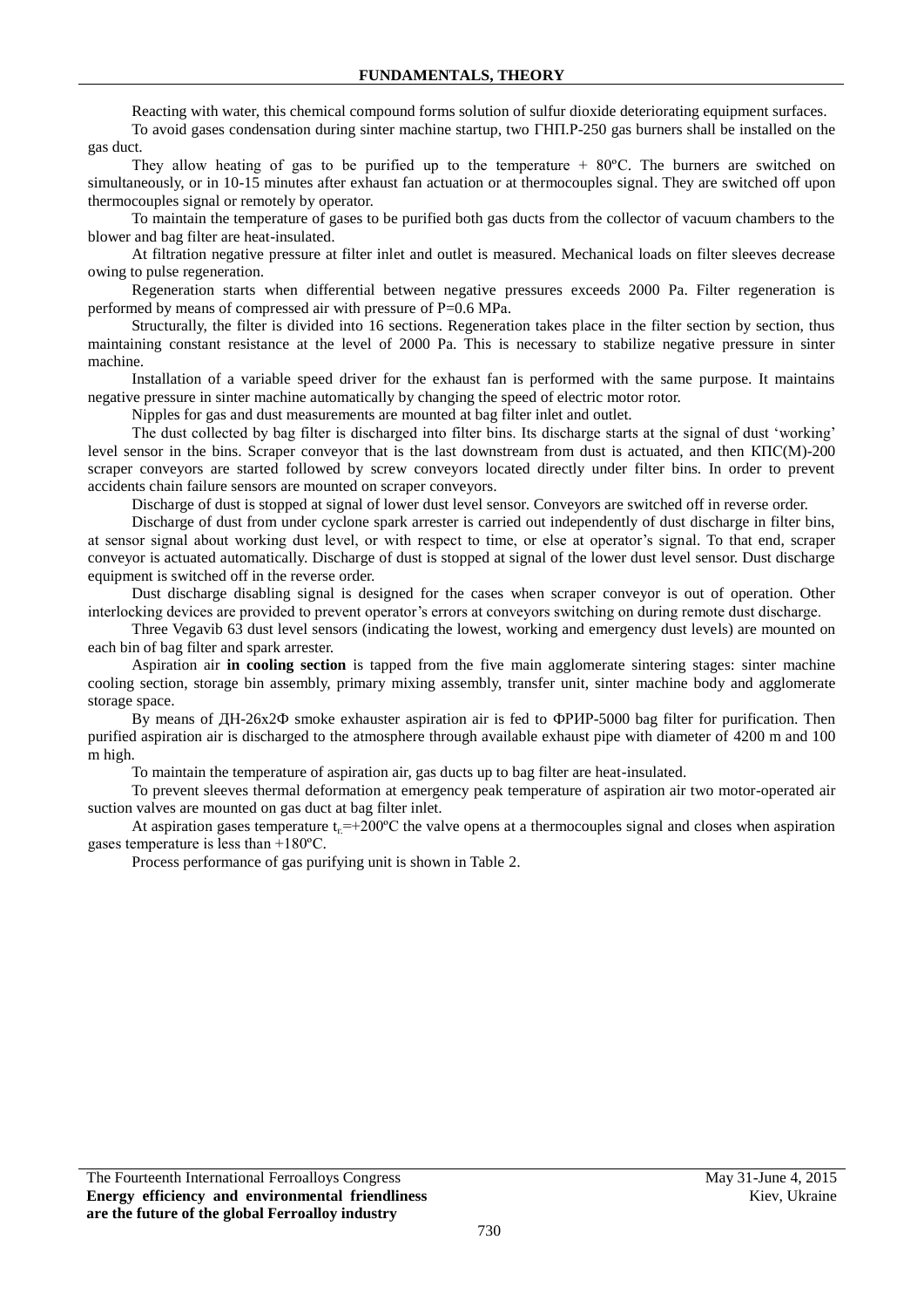Reacting with water, this chemical compound forms solution of sulfur dioxide deteriorating equipment surfaces.

To avoid gases condensation during sinter machine startup, two ГНП.Р-250 gas burners shall be installed on the gas duct.

They allow heating of gas to be purified up to the temperature + 80ºC. The burners are switched on simultaneously, or in 10-15 minutes after exhaust fan actuation or at thermocouples signal. They are switched off upon thermocouples signal or remotely by operator.

To maintain the temperature of gases to be purified both gas ducts from the collector of vacuum chambers to the blower and bag filter are heat-insulated.

At filtration negative pressure at filter inlet and outlet is measured. Mechanical loads on filter sleeves decrease owing to pulse regeneration.

Regeneration starts when differential between negative pressures exceeds 2000 Pa. Filter regeneration is performed by means of compressed air with pressure of P=0.6 MPa.

Structurally, the filter is divided into 16 sections. Regeneration takes place in the filter section by section, thus maintaining constant resistance at the level of 2000 Pa. This is necessary to stabilize negative pressure in sinter machine.

Installation of a variable speed driver for the exhaust fan is performed with the same purpose. It maintains negative pressure in sinter machine automatically by changing the speed of electric motor rotor.

Nipples for gas and dust measurements are mounted at bag filter inlet and outlet.

The dust collected by bag filter is discharged into filter bins. Its discharge starts at the signal of dust 'working' level sensor in the bins. Scraper conveyor that is the last downstream from dust is actuated, and then КПС(М)-200 scraper conveyors are started followed by screw conveyors located directly under filter bins. In order to prevent accidents chain failure sensors are mounted on scraper conveyors.

Discharge of dust is stopped at signal of lower dust level sensor. Conveyors are switched off in reverse order.

Discharge of dust from under cyclone spark arrester is carried out independently of dust discharge in filter bins, at sensor signal about working dust level, or with respect to time, or else at operator's signal. To that end, scraper conveyor is actuated automatically. Discharge of dust is stopped at signal of the lower dust level sensor. Dust discharge equipment is switched off in the reverse order.

Dust discharge disabling signal is designed for the cases when scraper conveyor is out of operation. Other interlocking devices are provided to prevent operator's errors at conveyors switching on during remote dust discharge.

Three Vegavib 63 dust level sensors (indicating the lowest, working and emergency dust levels) are mounted on each bin of bag filter and spark arrester.

Aspiration air **in cooling section** is tapped from the five main agglomerate sintering stages: sinter machine cooling section, storage bin assembly, primary mixing assembly, transfer unit, sinter machine body and agglomerate storage space.

By means of ДН-26х2Ф smoke exhauster aspiration air is fed to ФРИР-5000 bag filter for purification. Then purified aspiration air is discharged to the atmosphere through available exhaust pipe with diameter of 4200 m and 100 m high.

To maintain the temperature of aspiration air, gas ducts up to bag filter are heat-insulated.

To prevent sleeves thermal deformation at emergency peak temperature of aspiration air two motor-operated air suction valves are mounted on gas duct at bag filter inlet.

At aspiration gases temperature $t_r$=+200ºC the valve opens at a thermocouples signal and closes when aspiration gases temperature is less than +180ºC.

Process performance of gas purifying unit is shown in Table 2.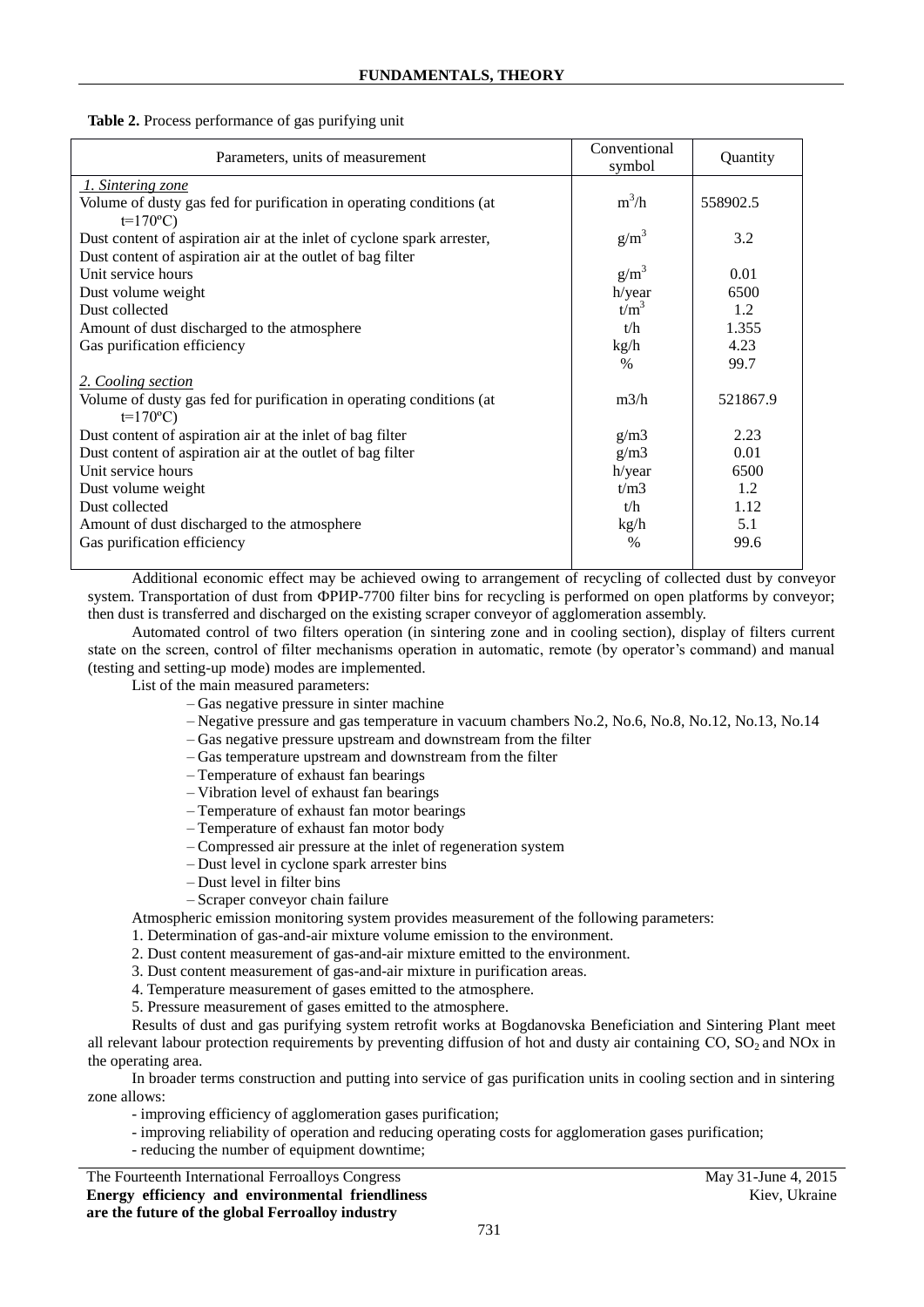**Table 2.** Process performance of gas purifying unit

| Parameters, units of measurement | Conventional symbol | Quantity |
|---|---|---|
| *1. Sintering zone* | | |
| Volume of dusty gas fed for purification in operating conditions (at t=170ºC) | $m^3$/h | 558902.5 |
| Dust content of aspiration air at the inlet of cyclone spark arrester, | $g/m^3$ | 3.2 |
| Dust content of aspiration air at the outlet of bag filter | | |
| Unit service hours | $g/m^3$ | 0.01 |
| Dust volume weight | h/year | 6500 |
| Dust collected | $t/m^3$ | 1.2 |
| Amount of dust discharged to the atmosphere | t/h | 1.355 |
| Gas purification efficiency | kg/h | 4.23 |
| | % | 99.7 |
| *2. Cooling section* | | |
| Volume of dusty gas fed for purification in operating conditions (at t=170ºC) | m3/h | 521867.9 |
| Dust content of aspiration air at the inlet of bag filter | g/m3 | 2.23 |
| Dust content of aspiration air at the outlet of bag filter | g/m3 | 0.01 |
| Unit service hours | h/year | 6500 |
| Dust volume weight | t/m3 | 1.2 |
| Dust collected | t/h | 1.12 |
| Amount of dust discharged to the atmosphere | kg/h | 5.1 |
| Gas purification efficiency | % | 99.6 |

Additional economic effect may be achieved owing to arrangement of recycling of collected dust by conveyor system. Transportation of dust from ФРИР-7700 filter bins for recycling is performed on open platforms by conveyor; then dust is transferred and discharged on the existing scraper conveyor of agglomeration assembly.

Automated control of two filters operation (in sintering zone and in cooling section), display of filters current state on the screen, control of filter mechanisms operation in automatic, remote (by operator's command) and manual (testing and setting-up mode) modes are implemented.

List of the main measured parameters:

- Gas negative pressure in sinter machine
- Negative pressure and gas temperature in vacuum chambers No.2, No.6, No.8, No.12, No.13, No.14
- Gas negative pressure upstream and downstream from the filter
- Gas temperature upstream and downstream from the filter
- Temperature of exhaust fan bearings
- Vibration level of exhaust fan bearings
- Temperature of exhaust fan motor bearings
- Temperature of exhaust fan motor body
- Compressed air pressure at the inlet of regeneration system
- Dust level in cyclone spark arrester bins
- Dust level in filter bins
- Scraper conveyor chain failure

Atmospheric emission monitoring system provides measurement of the following parameters:

1. Determination of gas-and-air mixture volume emission to the environment.
2. Dust content measurement of gas-and-air mixture emitted to the environment.
3. Dust content measurement of gas-and-air mixture in purification areas.
4. Temperature measurement of gases emitted to the atmosphere.
5. Pressure measurement of gases emitted to the atmosphere.

Results of dust and gas purifying system retrofit works at Bogdanovska Beneficiation and Sintering Plant meet all relevant labour protection requirements by preventing diffusion of hot and dusty air containing CO, $SO_2$ and NOx in the operating area.

In broader terms construction and putting into service of gas purification units in cooling section and in sintering zone allows:

- improving efficiency of agglomeration gases purification;
- improving reliability of operation and reducing operating costs for agglomeration gases purification;
- reducing the number of equipment downtime;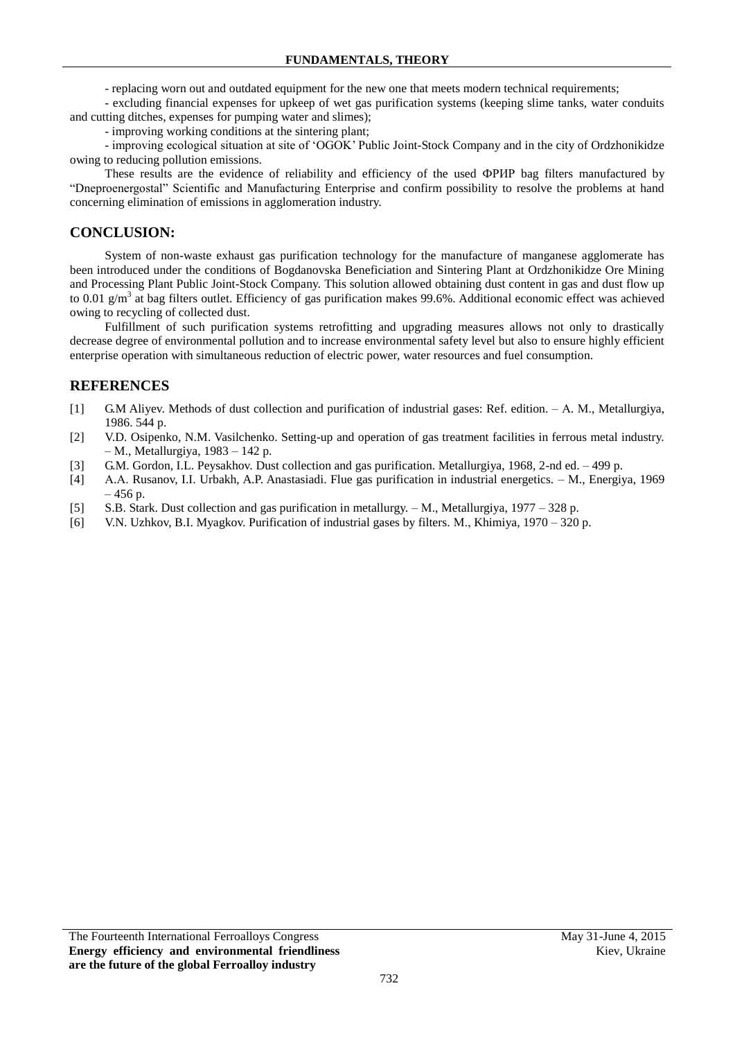- replacing worn out and outdated equipment for the new one that meets modern technical requirements;

- excluding financial expenses for upkeep of wet gas purification systems (keeping slime tanks, water conduits and cutting ditches, expenses for pumping water and slimes);

- improving working conditions at the sintering plant;

- improving ecological situation at site of 'OGOK' Public Joint-Stock Company and in the city of Ordzhonikidze owing to reducing pollution emissions.

These results are the evidence of reliability and efficiency of the used ФРИР bag filters manufactured by "Dneproenergostal" Scientific and Manufacturing Enterprise and confirm possibility to resolve the problems at hand concerning elimination of emissions in agglomeration industry.

## CONCLUSION:

System of non-waste exhaust gas purification technology for the manufacture of manganese agglomerate has been introduced under the conditions of Bogdanovska Beneficiation and Sintering Plant at Ordzhonikidze Ore Mining and Processing Plant Public Joint-Stock Company. This solution allowed obtaining dust content in gas and dust flow up to 0.01 $g/m^3$ at bag filters outlet. Efficiency of gas purification makes 99.6%. Additional economic effect was achieved owing to recycling of collected dust.

Fulfillment of such purification systems retrofitting and upgrading measures allows not only to drastically decrease degree of environmental pollution and to increase environmental safety level but also to ensure highly efficient enterprise operation with simultaneous reduction of electric power, water resources and fuel consumption.

## REFERENCES

[1] G.M Aliyev. Methods of dust collection and purification of industrial gases: Ref. edition. – A. M., Metallurgiya, 1986. 544 p.

[2] V.D. Osipenko, N.M. Vasilchenko. Setting-up and operation of gas treatment facilities in ferrous metal industry. – M., Metallurgiya, 1983 – 142 p.

[3] G.M. Gordon, I.L. Peysakhov. Dust collection and gas purification. Metallurgiya, 1968, 2-nd ed. – 499 p.

[4] A.A. Rusanov, I.I. Urbakh, A.P. Anastasiadi. Flue gas purification in industrial energetics. – M., Energiya, 1969 – 456 p.

[5] S.B. Stark. Dust collection and gas purification in metallurgy. – M., Metallurgiya, 1977 – 328 p.

[6] V.N. Uzhkov, B.I. Myagkov. Purification of industrial gases by filters. M., Khimiya, 1970 – 320 p.